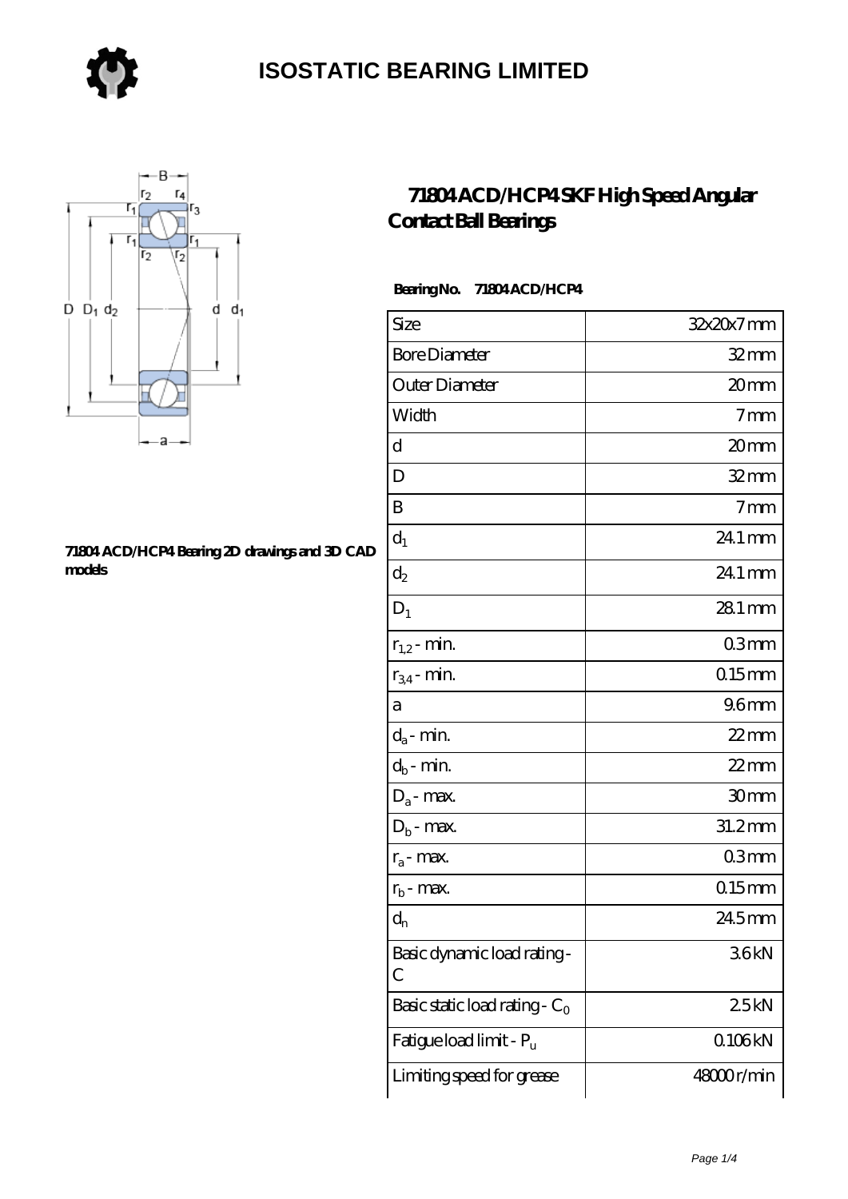# ISOSTATIC BEARING LIMITED

## 71804 ACD/HCP4 SKF High Speed Angular Contact Ball Bearings

71804 ACD/HCP4 Bearing 2D drawings and 3D CAD models

**Bearing No. 71804 ACD/HCP4**

| Size | 32x20x7 mm |
|---|---|
| Bore Diameter | 32 mm |
| Outer Diameter | 20 mm |
| Width | 7 mm |
| d | 20 mm |
| D | 32 mm |
| B | 7 mm |
| $d_1$ | 24.1 mm |
| $d_2$ | 24.1 mm |
| $D_1$ | 28.1 mm |
| $r_{1,2}$ - min. | 0.3 mm |
| $r_{3,4}$ - min. | 0.15 mm |
| a | 9.6 mm |
| $d_a$ - min. | 22 mm |
| $d_b$ - min. | 22 mm |
| $D_a$ - max. | 30 mm |
| $D_b$ - max. | 31.2 mm |
| $r_a$ - max. | 0.3 mm |
| $r_b$ - max. | 0.15 mm |
| $d_n$ | 24.5 mm |
| Basic dynamic load rating - C | 3.6 kN |
| Basic static load rating - $C_0$ | 2.5 kN |
| Fatigue load limit - $P_u$ | 0.106 kN |
| Limiting speed for grease | 48000 r/min |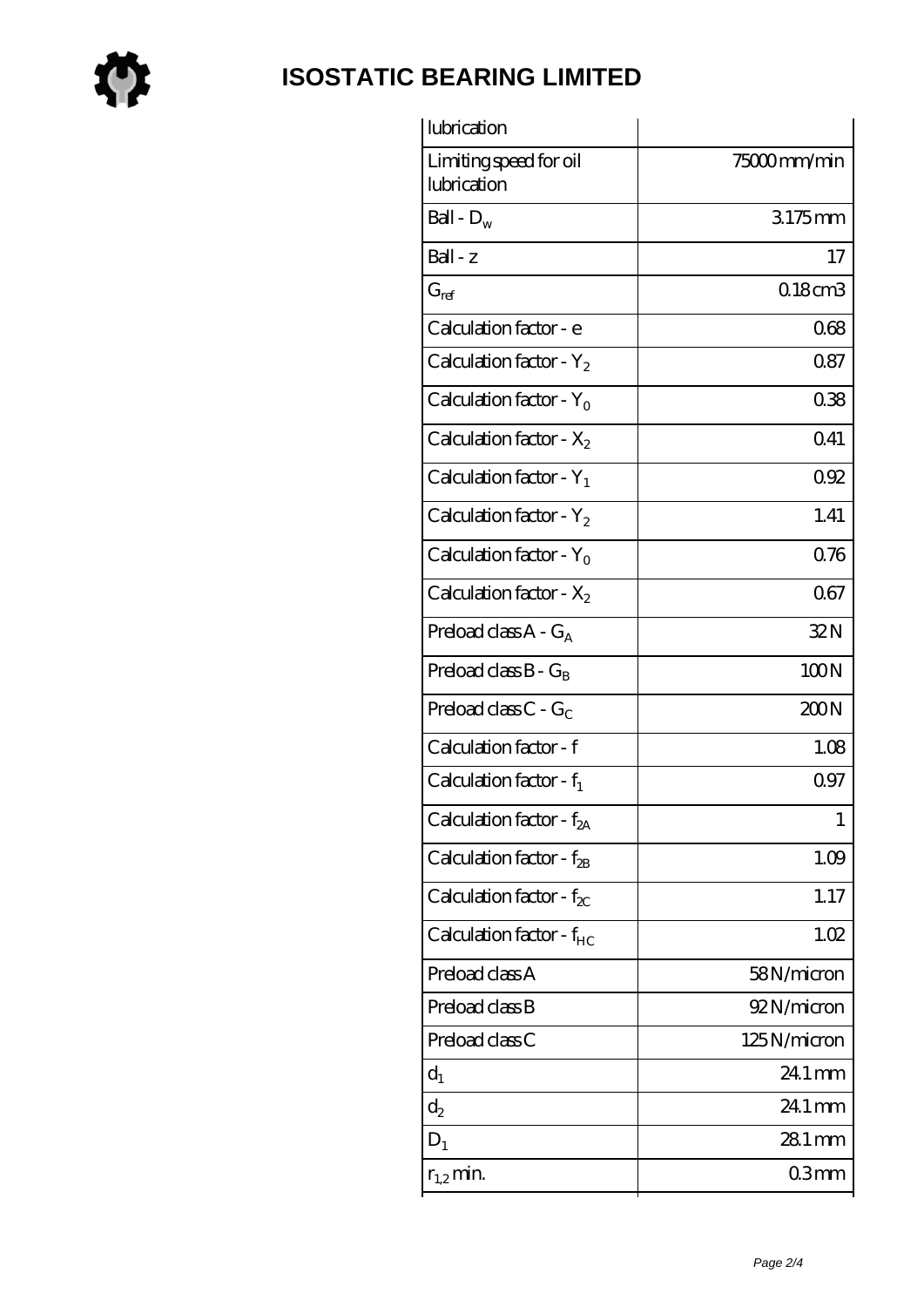# ISOSTATIC BEARING LIMITED

| | |
|---|---|
| lubrication | |
| Limiting speed for oil lubrication | 75000 mm/min |
| Ball - $D_w$ | 3.175 mm |
| Ball - z | 17 |
| $G_{ref}$ | 0.18 cm3 |
| Calculation factor - e | 0.68 |
| Calculation factor - $Y_2$ | 0.87 |
| Calculation factor - $Y_0$ | 0.38 |
| Calculation factor - $X_2$ | 0.41 |
| Calculation factor - $Y_1$ | 0.92 |
| Calculation factor - $Y_2$ | 1.41 |
| Calculation factor - $Y_0$ | 0.76 |
| Calculation factor - $X_2$ | 0.67 |
| Preload class A - $G_A$ | 32 N |
| Preload class B - $G_B$ | 100 N |
| Preload class C - $G_C$ | 200 N |
| Calculation factor - f | 1.08 |
| Calculation factor - $f_1$ | 0.97 |
| Calculation factor - $f_{2A}$ | 1 |
| Calculation factor - $f_{2B}$ | 1.09 |
| Calculation factor - $f_{2C}$ | 1.17 |
| Calculation factor - $f_{HC}$ | 1.02 |
| Preload class A | 58 N/micron |
| Preload class B | 92 N/micron |
| Preload class C | 125 N/micron |
| $d_1$ | 24.1 mm |
| $d_2$ | 24.1 mm |
| $D_1$ | 28.1 mm |
| $r_{1,2}$ min. | 0.3 mm |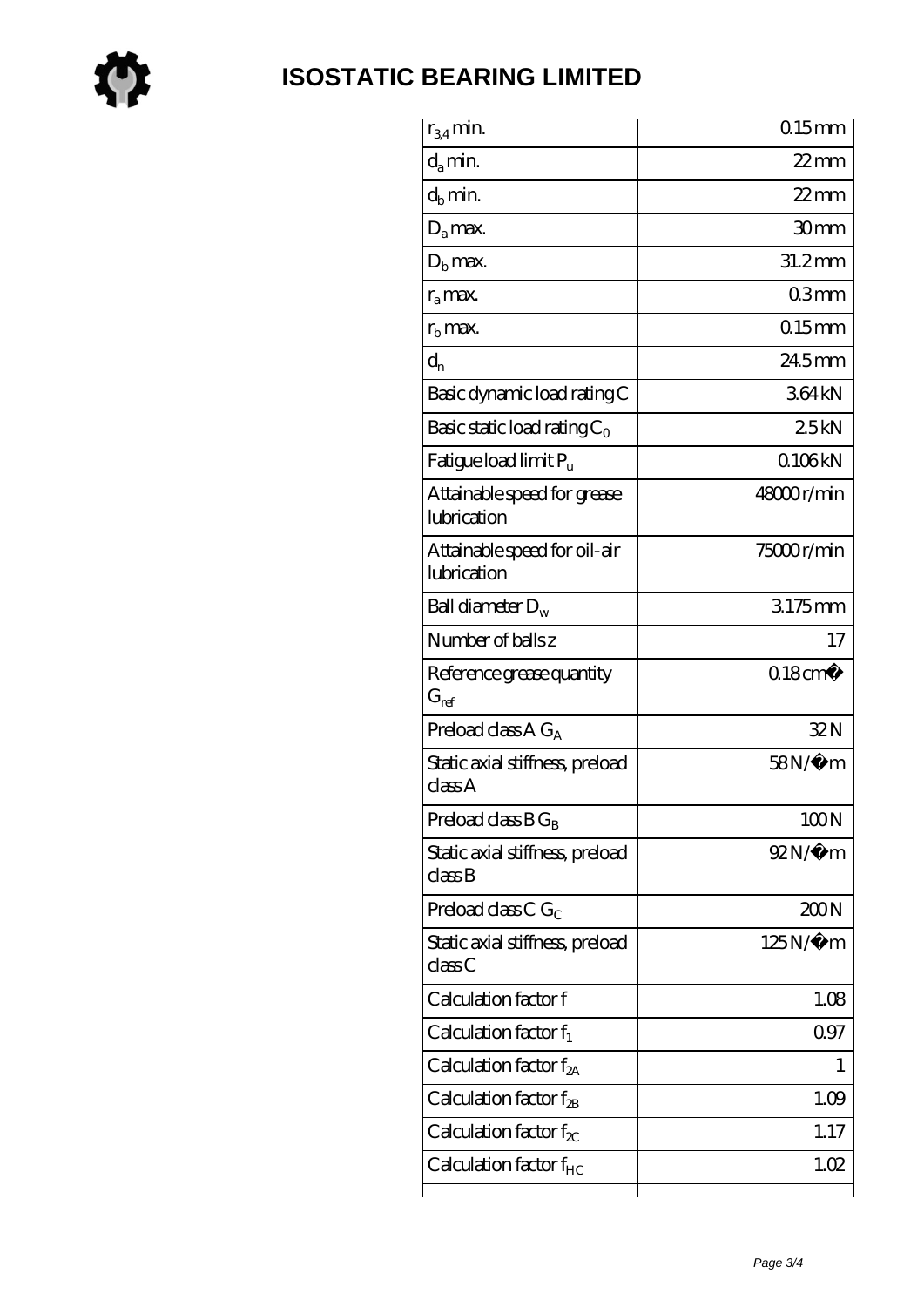# ISOSTATIC BEARING LIMITED

| | |
|---|---|
| $r_{3,4}$ min. | 0.15 mm |
| $d_a$ min. | 22 mm |
| $d_b$ min. | 22 mm |
| $D_a$ max. | 30 mm |
| $D_b$ max. | 31.2 mm |
| $r_a$ max. | 0.3 mm |
| $r_b$ max. | 0.15 mm |
| $d_n$ | 24.5 mm |
| Basic dynamic load rating C | 3.64 kN |
| Basic static load rating $C_0$ | 2.5 kN |
| Fatigue load limit $P_u$ | 0.106 kN |
| Attainable speed for grease lubrication | 48000 r/min |
| Attainable speed for oil-air lubrication | 75000 r/min |
| Ball diameter $D_w$ | 3.175 mm |
| Number of balls z | 17 |
| Reference grease quantity $G_{ref}$ | 0.18 cm� |
| Preload class A $G_A$ | 32 N |
| Static axial stiffness, preload class A | 58 N/�m |
| Preload class B $G_B$ | 100 N |
| Static axial stiffness, preload class B | 92 N/�m |
| Preload class C $G_C$ | 200 N |
| Static axial stiffness, preload class C | 125 N/�m |
| Calculation factor f | 1.08 |
| Calculation factor $f_1$ | 0.97 |
| Calculation factor $f_{2A}$ | 1 |
| Calculation factor $f_{2B}$ | 1.09 |
| Calculation factor $f_{2C}$ | 1.17 |
| Calculation factor $f_{HC}$ | 1.02 |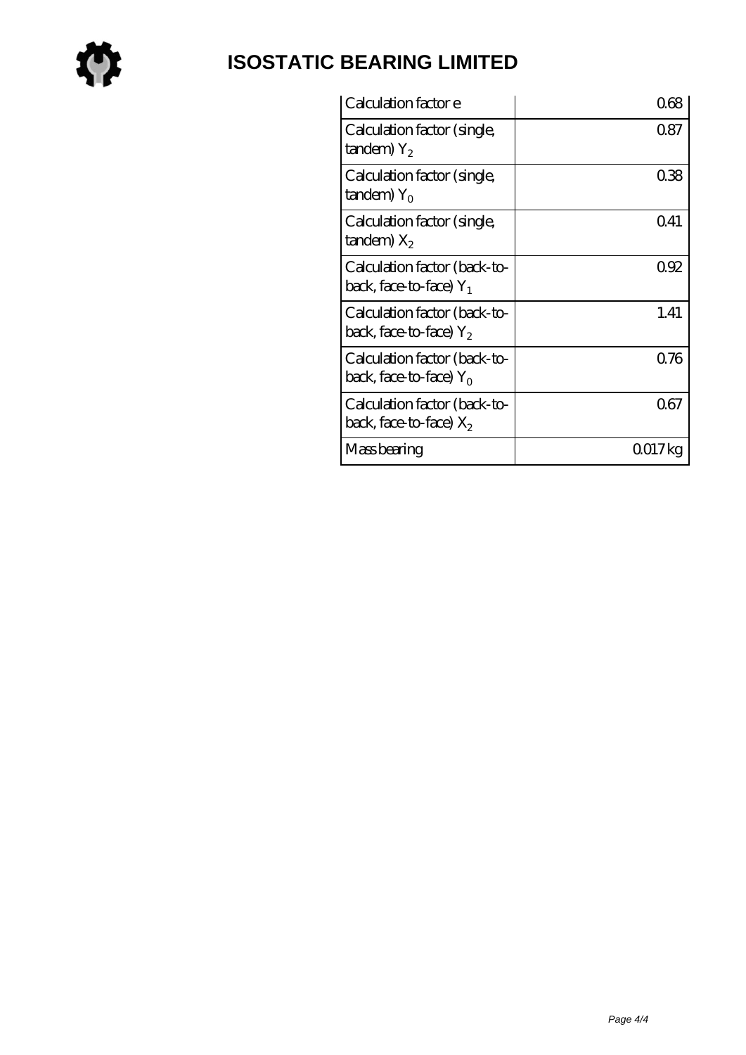| | |
|---|---|
| Calculation factor e | 0.68 |
| Calculation factor (single, tandem) $Y_2$ | 0.87 |
| Calculation factor (single, tandem) $Y_0$ | 0.38 |
| Calculation factor (single, tandem) $X_2$ | 0.41 |
| Calculation factor (back-to-back, face-to-face) $Y_1$ | 0.92 |
| Calculation factor (back-to-back, face-to-face) $Y_2$ | 1.41 |
| Calculation factor (back-to-back, face-to-face) $Y_0$ | 0.76 |
| Calculation factor (back-to-back, face-to-face) $X_2$ | 0.67 |
| Mass bearing | 0.017 kg |